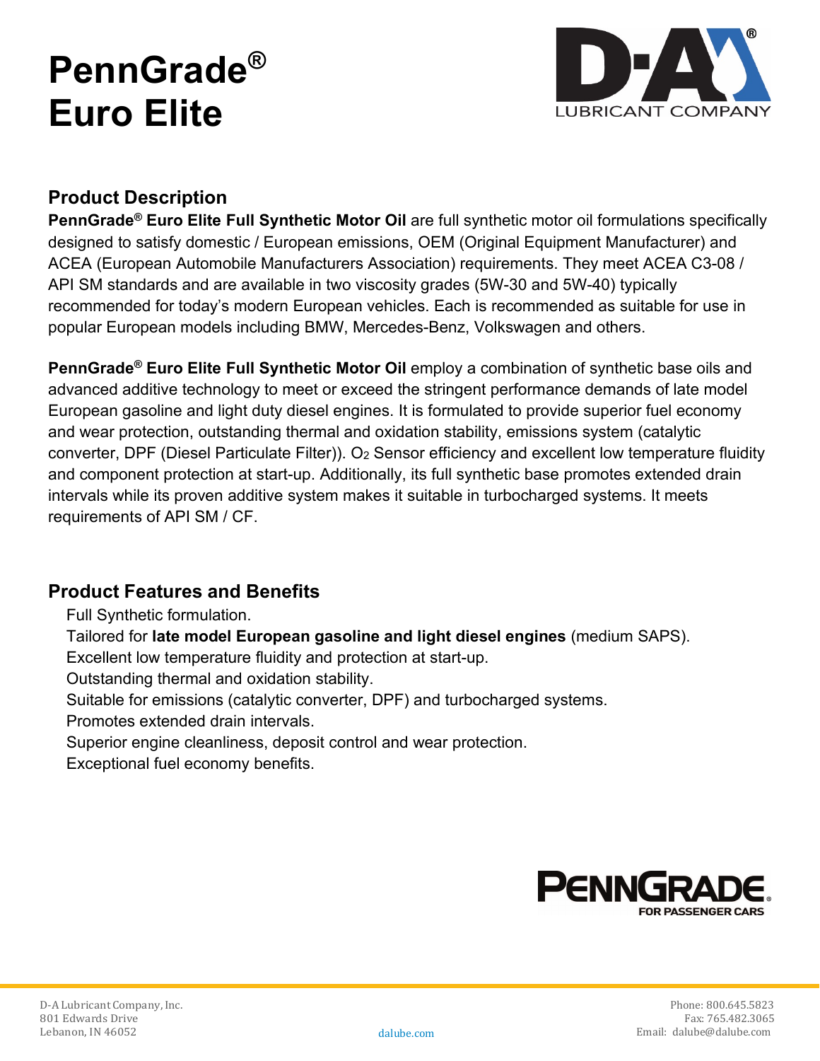# PennGrade® Euro Elite

D-A LUBRICANT COMPANY

## Product Description

**PennGrade® Euro Elite Full Synthetic Motor Oil** are full synthetic motor oil formulations specifically designed to satisfy domestic / European emissions, OEM (Original Equipment Manufacturer) and ACEA (European Automobile Manufacturers Association) requirements. They meet ACEA C3-08 / API SM standards and are available in two viscosity grades (5W-30 and 5W-40) typically recommended for today's modern European vehicles. Each is recommended as suitable for use in popular European models including BMW, Mercedes-Benz, Volkswagen and others.

**PennGrade® Euro Elite Full Synthetic Motor Oil** employ a combination of synthetic base oils and advanced additive technology to meet or exceed the stringent performance demands of late model European gasoline and light duty diesel engines. It is formulated to provide superior fuel economy and wear protection, outstanding thermal and oxidation stability, emissions system (catalytic converter, DPF (Diesel Particulate Filter)). $O_2$ Sensor efficiency and excellent low temperature fluidity and component protection at start-up. Additionally, its full synthetic base promotes extended drain intervals while its proven additive system makes it suitable in turbocharged systems. It meets requirements of API SM / CF.

## Product Features and Benefits

- Full Synthetic formulation.
- Tailored for **late model European gasoline and light diesel engines** (medium SAPS).
- Excellent low temperature fluidity and protection at start-up.
- Outstanding thermal and oxidation stability.
- Suitable for emissions (catalytic converter, DPF) and turbocharged systems.
- Promotes extended drain intervals.
- Superior engine cleanliness, deposit control and wear protection.
- Exceptional fuel economy benefits.

PENNGRADE® FOR PASSENGER CARS

D-A Lubricant Company, Inc.
801 Edwards Drive
Lebanon, IN 46052

dalube.com

Phone: 800.645.5823
Fax: 765.482.3065
Email: dalube@dalube.com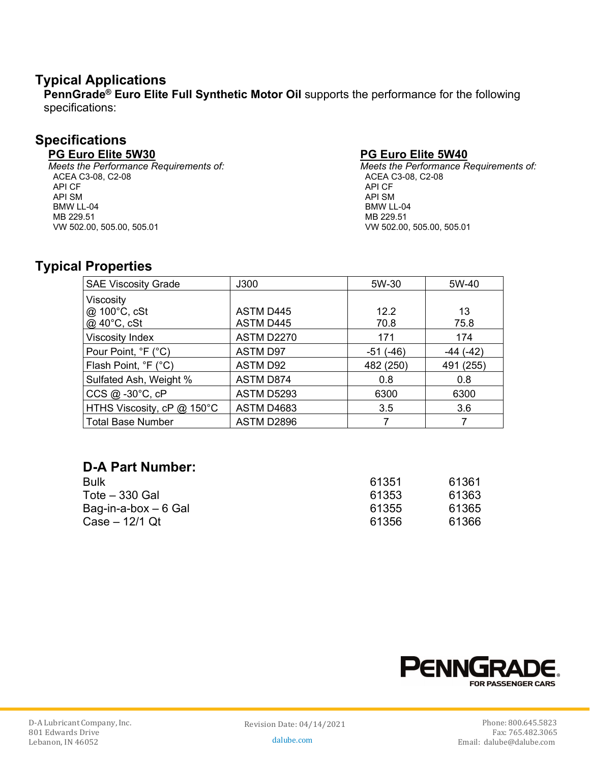## Typical Applications

**PennGrade® Euro Elite Full Synthetic Motor Oil** supports the performance for the following specifications:

## Specifications

### PG Euro Elite 5W30

*Meets the Performance Requirements of:*

ACEA C3-08, C2-08
API CF
API SM
BMW LL-04
MB 229.51
VW 502.00, 505.00, 505.01

### PG Euro Elite 5W40

*Meets the Performance Requirements of:*

ACEA C3-08, C2-08
API CF
API SM
BMW LL-04
MB 229.51
VW 502.00, 505.00, 505.01

## Typical Properties

| SAE Viscosity Grade | J300 | 5W-30 | 5W-40 |
|---|---|---|---|
| Viscosity<br>@ 100°C, cSt<br>@ 40°C, cSt | <br>ASTM D445<br>ASTM D445 | <br>12.2<br>70.8 | <br>13<br>75.8 |
| Viscosity Index | ASTM D2270 | 171 | 174 |
| Pour Point, °F (°C) | ASTM D97 | -51 (-46) | -44 (-42) |
| Flash Point, °F (°C) | ASTM D92 | 482 (250) | 491 (255) |
| Sulfated Ash, Weight % | ASTM D874 | 0.8 | 0.8 |
| CCS @ -30°C, cP | ASTM D5293 | 6300 | 6300 |
| HTHS Viscosity, cP @ 150°C | ASTM D4683 | 3.5 | 3.6 |
| Total Base Number | ASTM D2896 | 7 | 7 |

### D-A Part Number:

| | | |
|---|---|---|
| Bulk | 61351 | 61361 |
| Tote – 330 Gal | 61353 | 61363 |
| Bag-in-a-box – 6 Gal | 61355 | 61365 |
| Case – 12/1 Qt | 61356 | 61366 |

PENNGRADE® FOR PASSENGER CARS

D-A Lubricant Company, Inc.
801 Edwards Drive
Lebanon, IN 46052

Revision Date: 04/14/2021
dalube.com

Phone: 800.645.5823
Fax: 765.482.3065
Email: dalube@dalube.com